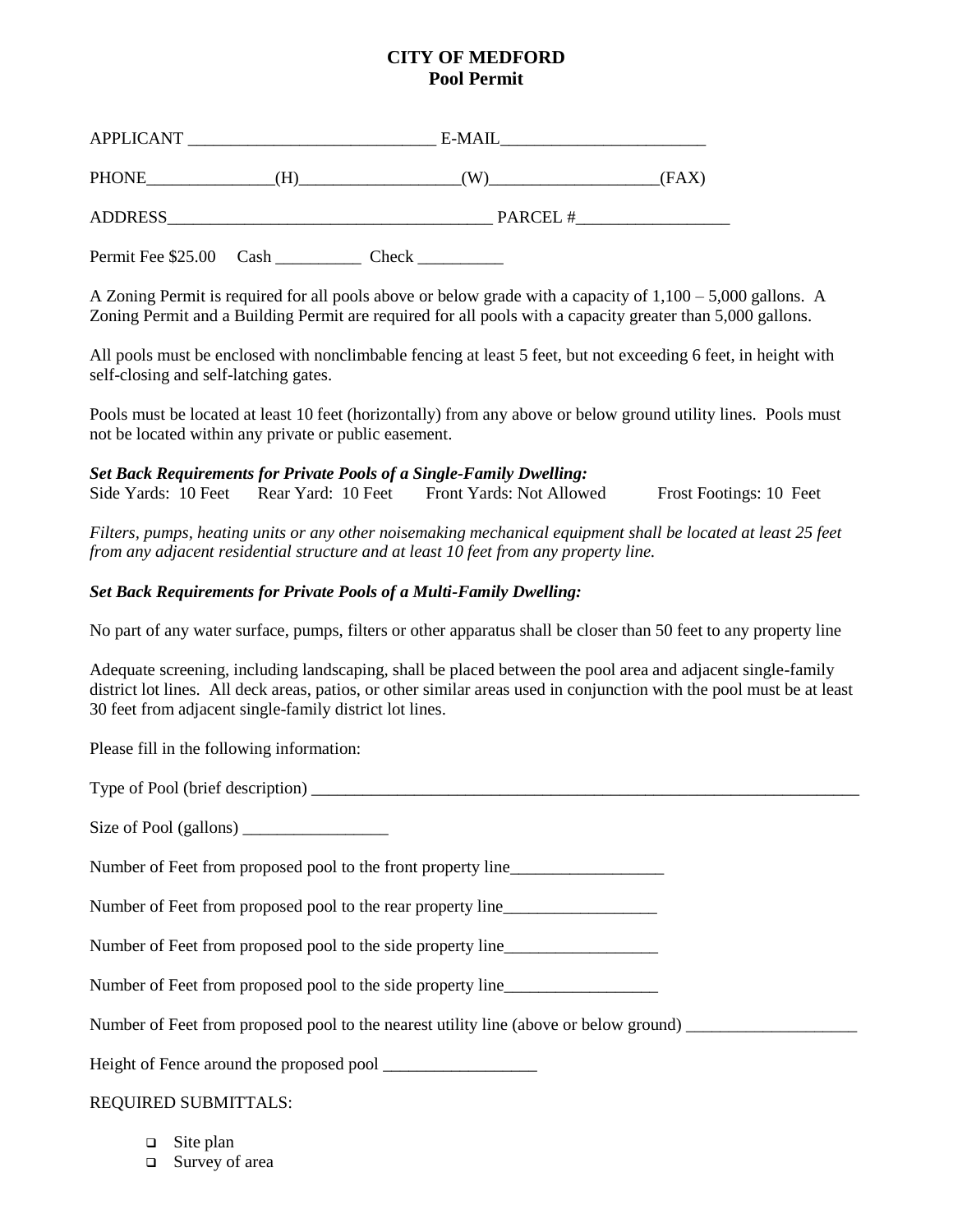# CITY OF MEDFORD
## Pool Permit

APPLICANT _____________________________ E-MAIL________________________

PHONE_______________(H)__________________(W)____________________(FAX)

ADDRESS______________________________________ PARCEL #__________________

Permit Fee $25.00 Cash __________ Check __________

A Zoning Permit is required for all pools above or below grade with a capacity of 1,100 – 5,000 gallons. A Zoning Permit and a Building Permit are required for all pools with a capacity greater than 5,000 gallons.

All pools must be enclosed with nonclimbable fencing at least 5 feet, but not exceeding 6 feet, in height with self-closing and self-latching gates.

Pools must be located at least 10 feet (horizontally) from any above or below ground utility lines. Pools must not be located within any private or public easement.

***Set Back Requirements for Private Pools of a Single-Family Dwelling:***

Side Yards: 10 Feet Rear Yard: 10 Feet Front Yards: Not Allowed Frost Footings: 10 Feet

*Filters, pumps, heating units or any other noisemaking mechanical equipment shall be located at least 25 feet from any adjacent residential structure and at least 10 feet from any property line.*

***Set Back Requirements for Private Pools of a Multi-Family Dwelling:***

No part of any water surface, pumps, filters or other apparatus shall be closer than 50 feet to any property line

Adequate screening, including landscaping, shall be placed between the pool area and adjacent single-family district lot lines. All deck areas, patios, or other similar areas used in conjunction with the pool must be at least 30 feet from adjacent single-family district lot lines.

Please fill in the following information:

Type of Pool (brief description) ____________________________________________________________________

Size of Pool (gallons) _________________

Number of Feet from proposed pool to the front property line__________________

Number of Feet from proposed pool to the rear property line__________________

Number of Feet from proposed pool to the side property line__________________

Number of Feet from proposed pool to the side property line__________________

Number of Feet from proposed pool to the nearest utility line (above or below ground) ____________________

Height of Fence around the proposed pool __________________

REQUIRED SUBMITTALS:

- ☐ Site plan
- ☐ Survey of area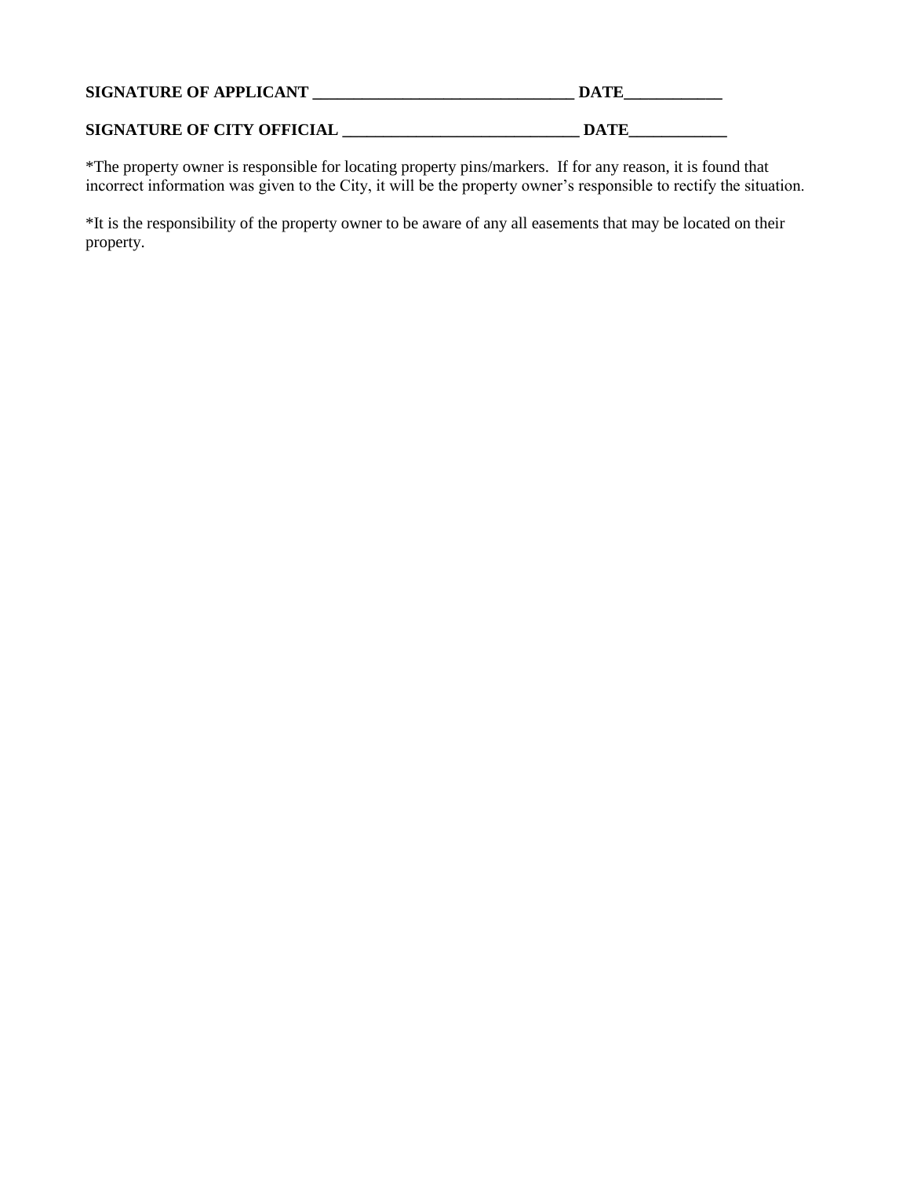**SIGNATURE OF APPLICANT ________________________________ DATE____________**

**SIGNATURE OF CITY OFFICIAL _____________________________ DATE____________**

*The property owner is responsible for locating property pins/markers. If for any reason, it is found that incorrect information was given to the City, it will be the property owner's responsible to rectify the situation.

*It is the responsibility of the property owner to be aware of any all easements that may be located on their property.